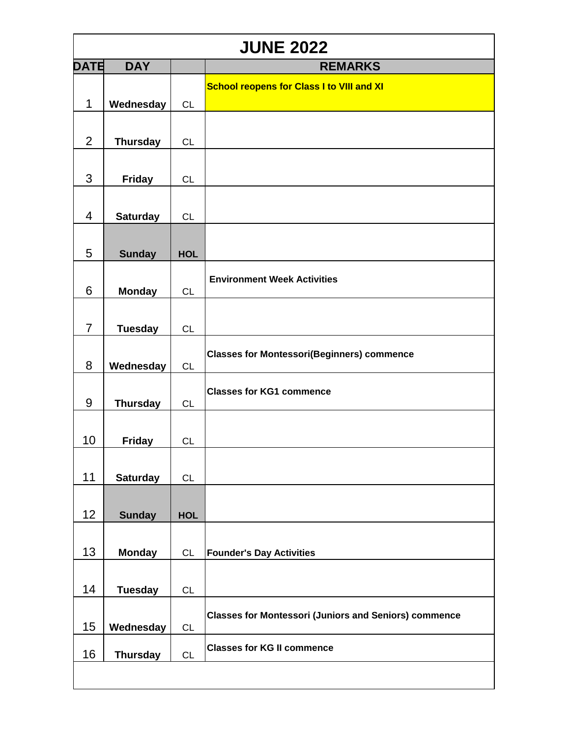| JUNE 2022 | | | |
|---|---|---|---|
| DATE | DAY | | REMARKS |
| 1 | Wednesday | CL | School reopens for Class I to VIII and XI |
| 2 | Thursday | CL | |
| 3 | Friday | CL | |
| 4 | Saturday | CL | |
| 5 | Sunday | HOL | |
| 6 | Monday | CL | Environment Week Activities |
| 7 | Tuesday | CL | |
| 8 | Wednesday | CL | Classes for Montessori(Beginners) commence |
| 9 | Thursday | CL | Classes for KG1 commence |
| 10 | Friday | CL | |
| 11 | Saturday | CL | |
| 12 | Sunday | HOL | |
| 13 | Monday | CL | Founder's Day Activities |
| 14 | Tuesday | CL | |
| 15 | Wednesday | CL | Classes for Montessori (Juniors and Seniors) commence |
| 16 | Thursday | CL | Classes for KG II commence |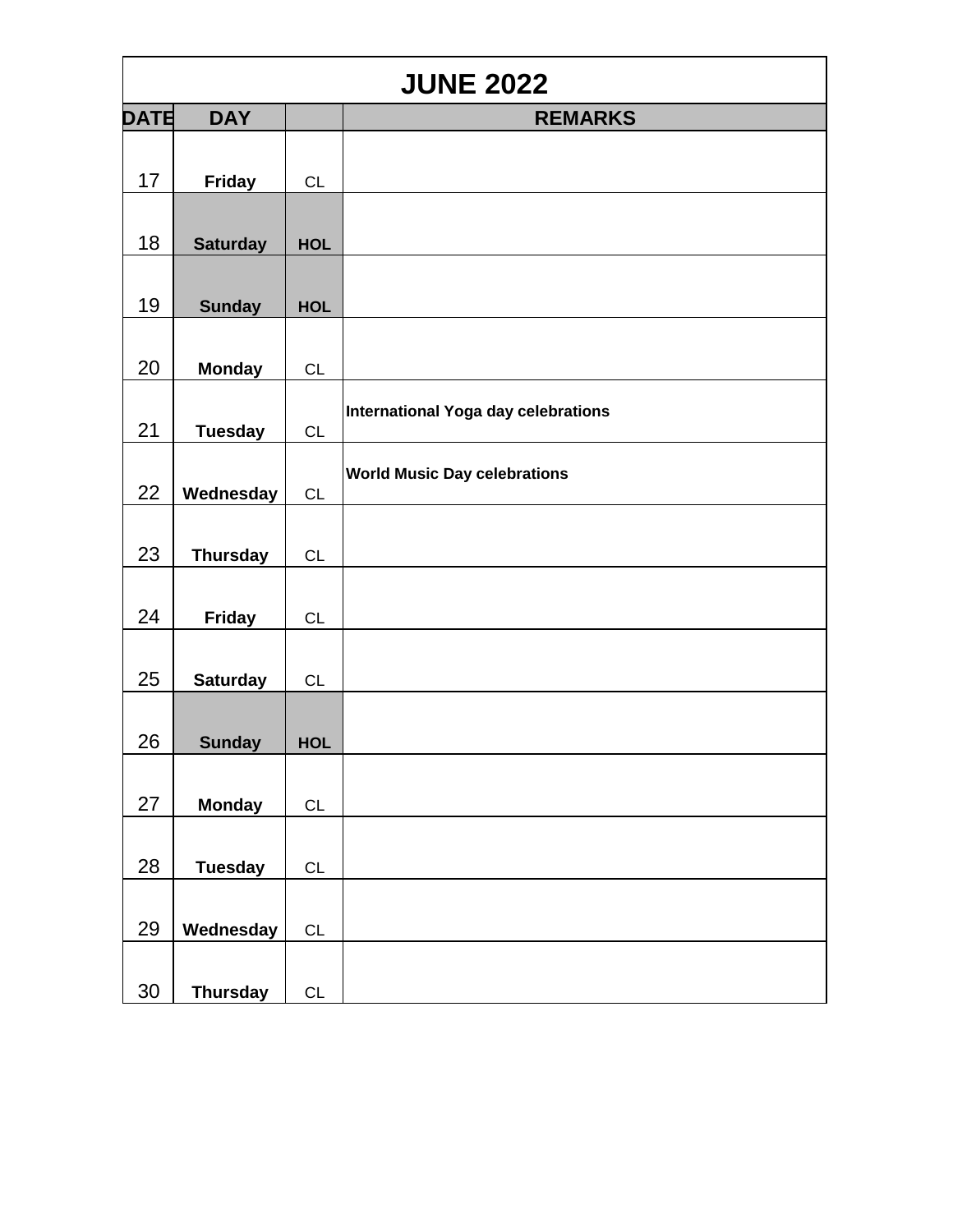| JUNE 2022 | | | |
|---|---|---|---|
| DATE | DAY | | REMARKS |
| 17 | Friday | CL | |
| 18 | Saturday | HOL | |
| 19 | Sunday | HOL | |
| 20 | Monday | CL | |
| 21 | Tuesday | CL | International Yoga day celebrations |
| 22 | Wednesday | CL | World Music Day celebrations |
| 23 | Thursday | CL | |
| 24 | Friday | CL | |
| 25 | Saturday | CL | |
| 26 | Sunday | HOL | |
| 27 | Monday | CL | |
| 28 | Tuesday | CL | |
| 29 | Wednesday | CL | |
| 30 | Thursday | CL | |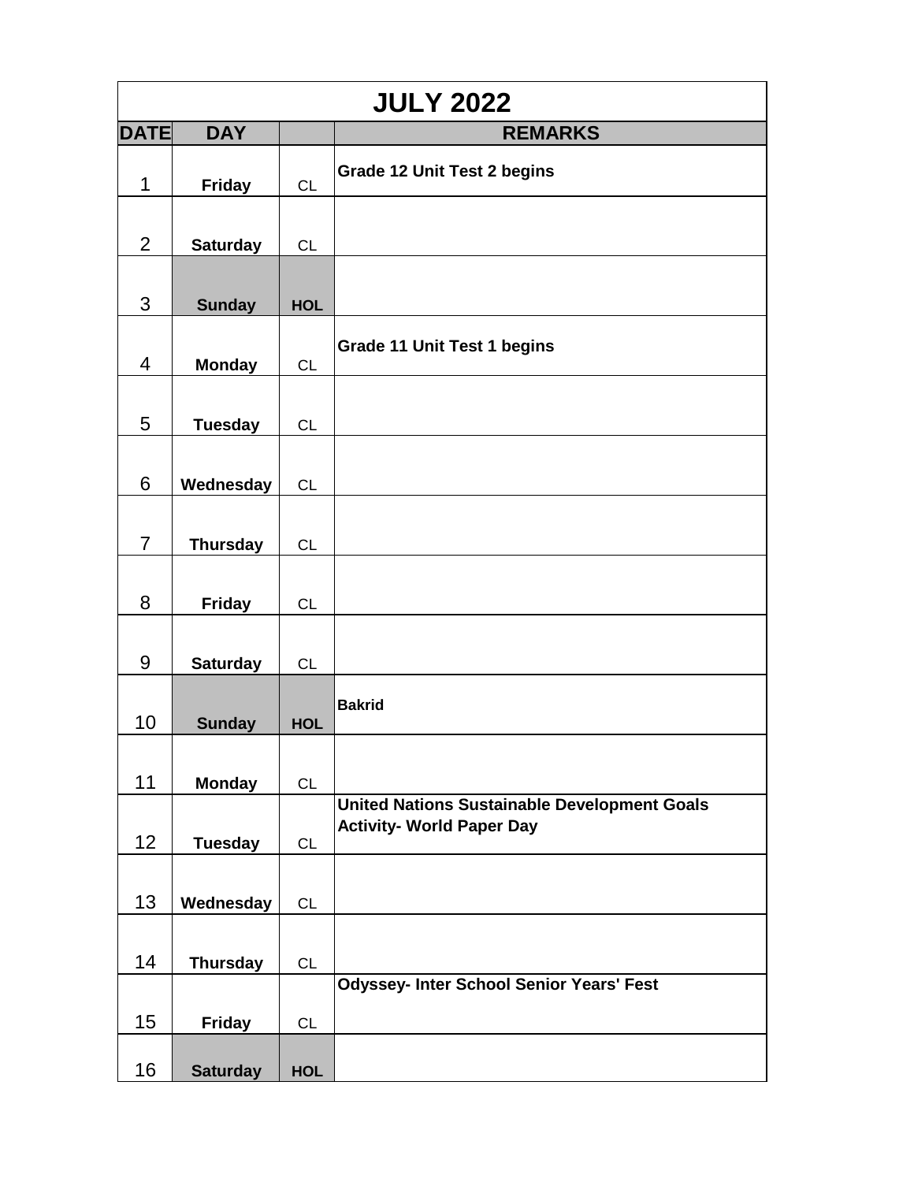| JULY 2022 | | | |
|---|---|---|---|
| **DATE** | **DAY** | | **REMARKS** |
| 1 | **Friday** | CL | **Grade 12 Unit Test 2 begins** |
| 2 | **Saturday** | CL | |
| 3 | **Sunday** | **HOL** | |
| 4 | **Monday** | CL | **Grade 11 Unit Test 1 begins** |
| 5 | **Tuesday** | CL | |
| 6 | **Wednesday** | CL | |
| 7 | **Thursday** | CL | |
| 8 | **Friday** | CL | |
| 9 | **Saturday** | CL | |
| 10 | **Sunday** | **HOL** | **Bakrid** |
| 11 | **Monday** | CL | |
| 12 | **Tuesday** | CL | **United Nations Sustainable Development Goals Activity- World Paper Day** |
| 13 | **Wednesday** | CL | |
| 14 | **Thursday** | CL | |
| 15 | **Friday** | CL | **Odyssey- Inter School Senior Years' Fest** |
| 16 | **Saturday** | **HOL** | |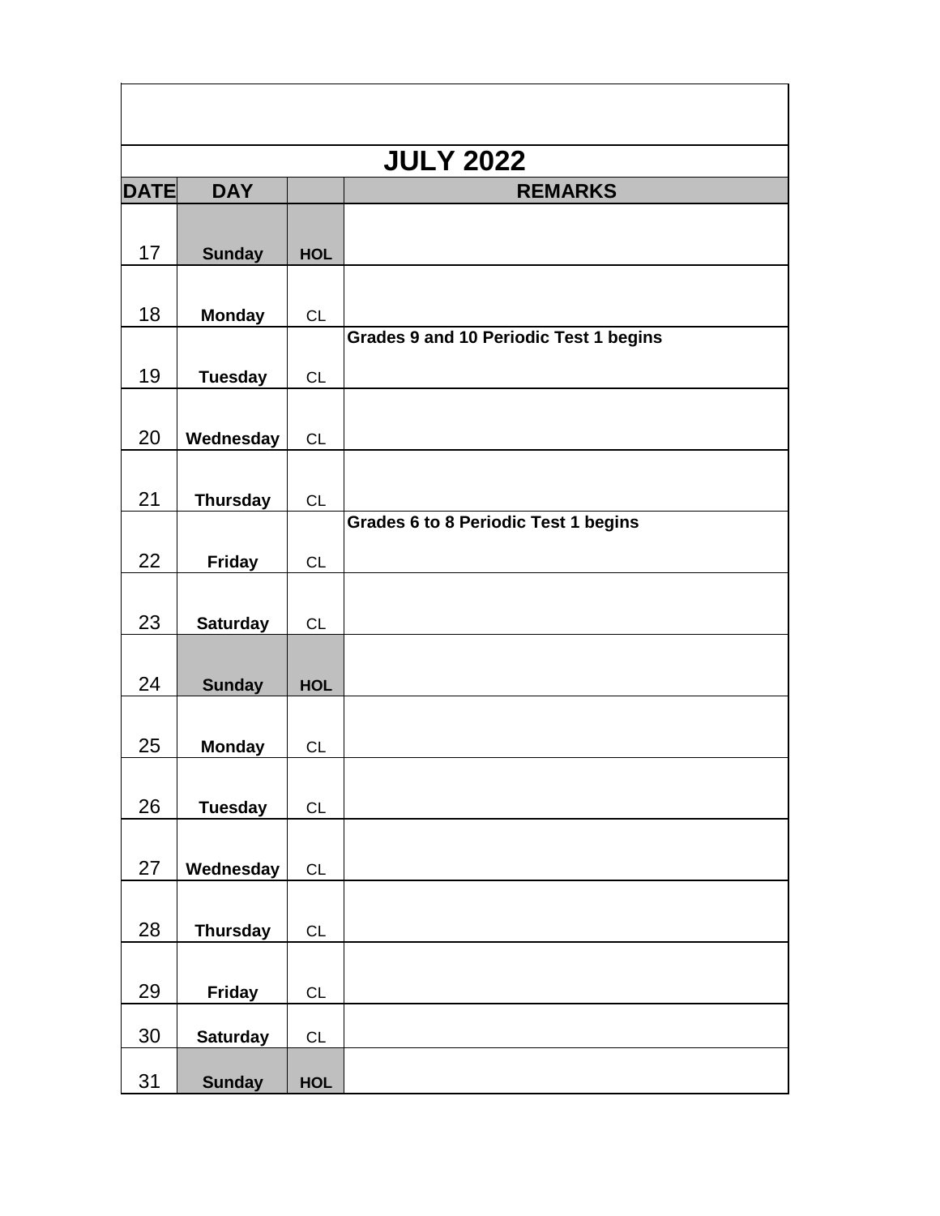| JULY 2022 | | | |
|---|---|---|---|
| **DATE** | **DAY** | | **REMARKS** |
| 17 | **Sunday** | **HOL** | |
| 18 | **Monday** | CL | |
| 19 | **Tuesday** | CL | **Grades 9 and 10 Periodic Test 1 begins** |
| 20 | **Wednesday** | CL | |
| 21 | **Thursday** | CL | |
| 22 | **Friday** | CL | **Grades 6 to 8 Periodic Test 1 begins** |
| 23 | **Saturday** | CL | |
| 24 | **Sunday** | **HOL** | |
| 25 | **Monday** | CL | |
| 26 | **Tuesday** | CL | |
| 27 | **Wednesday** | CL | |
| 28 | **Thursday** | CL | |
| 29 | **Friday** | CL | |
| 30 | **Saturday** | CL | |
| 31 | **Sunday** | **HOL** | |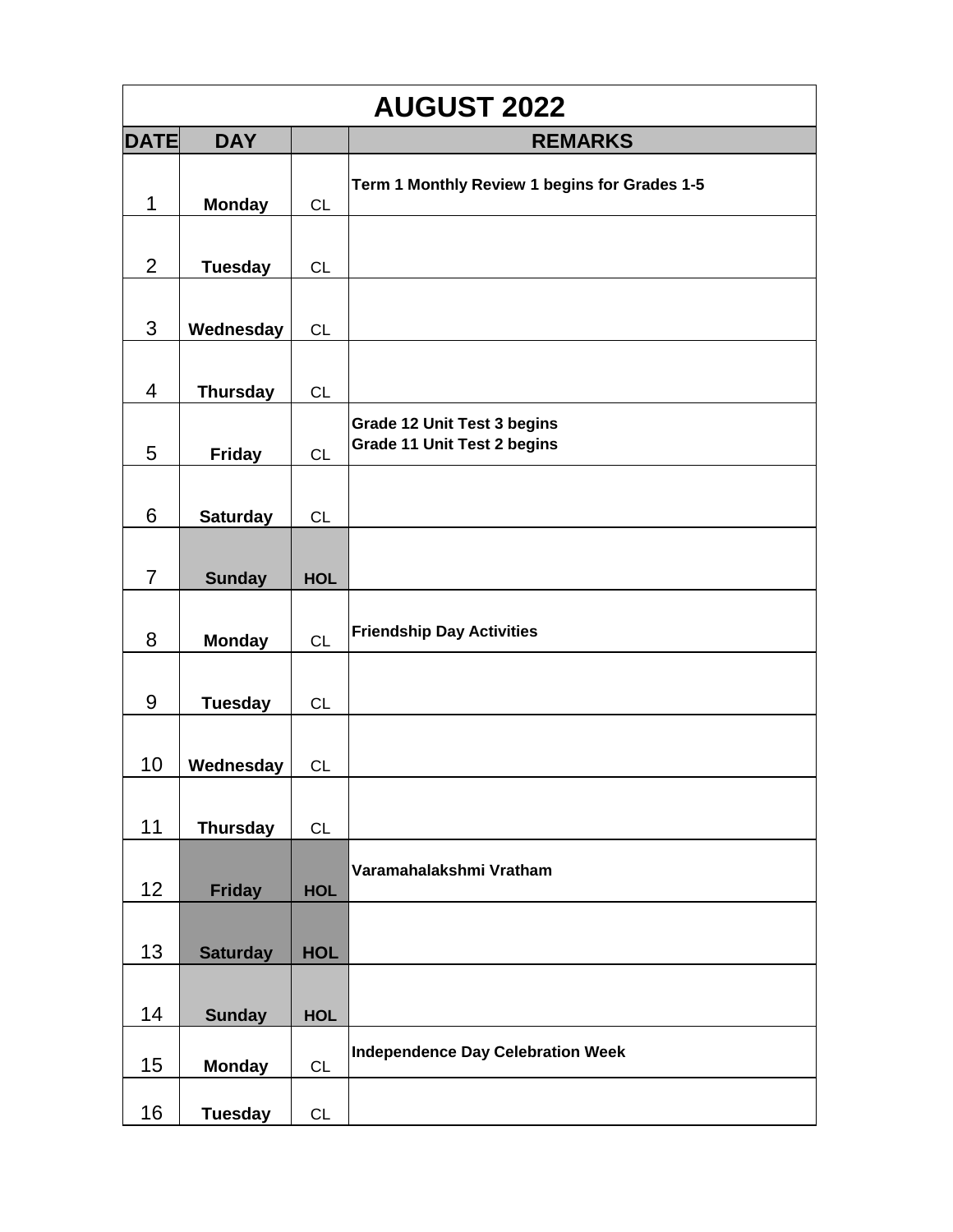| AUGUST 2022 | | | |
|---|---|---|---|
| **DATE** | **DAY** | | **REMARKS** |
| 1 | **Monday** | CL | **Term 1 Monthly Review 1 begins for Grades 1-5** |
| 2 | **Tuesday** | CL | |
| 3 | **Wednesday** | CL | |
| 4 | **Thursday** | CL | |
| 5 | **Friday** | CL | **Grade 12 Unit Test 3 begins**<br>**Grade 11 Unit Test 2 begins** |
| 6 | **Saturday** | CL | |
| 7 | **Sunday** | **HOL** | |
| 8 | **Monday** | CL | **Friendship Day Activities** |
| 9 | **Tuesday** | CL | |
| 10 | **Wednesday** | CL | |
| 11 | **Thursday** | CL | |
| 12 | **Friday** | **HOL** | **Varamahalakshmi Vratham** |
| 13 | **Saturday** | **HOL** | |
| 14 | **Sunday** | **HOL** | |
| 15 | **Monday** | CL | **Independence Day Celebration Week** |
| 16 | **Tuesday** | CL | |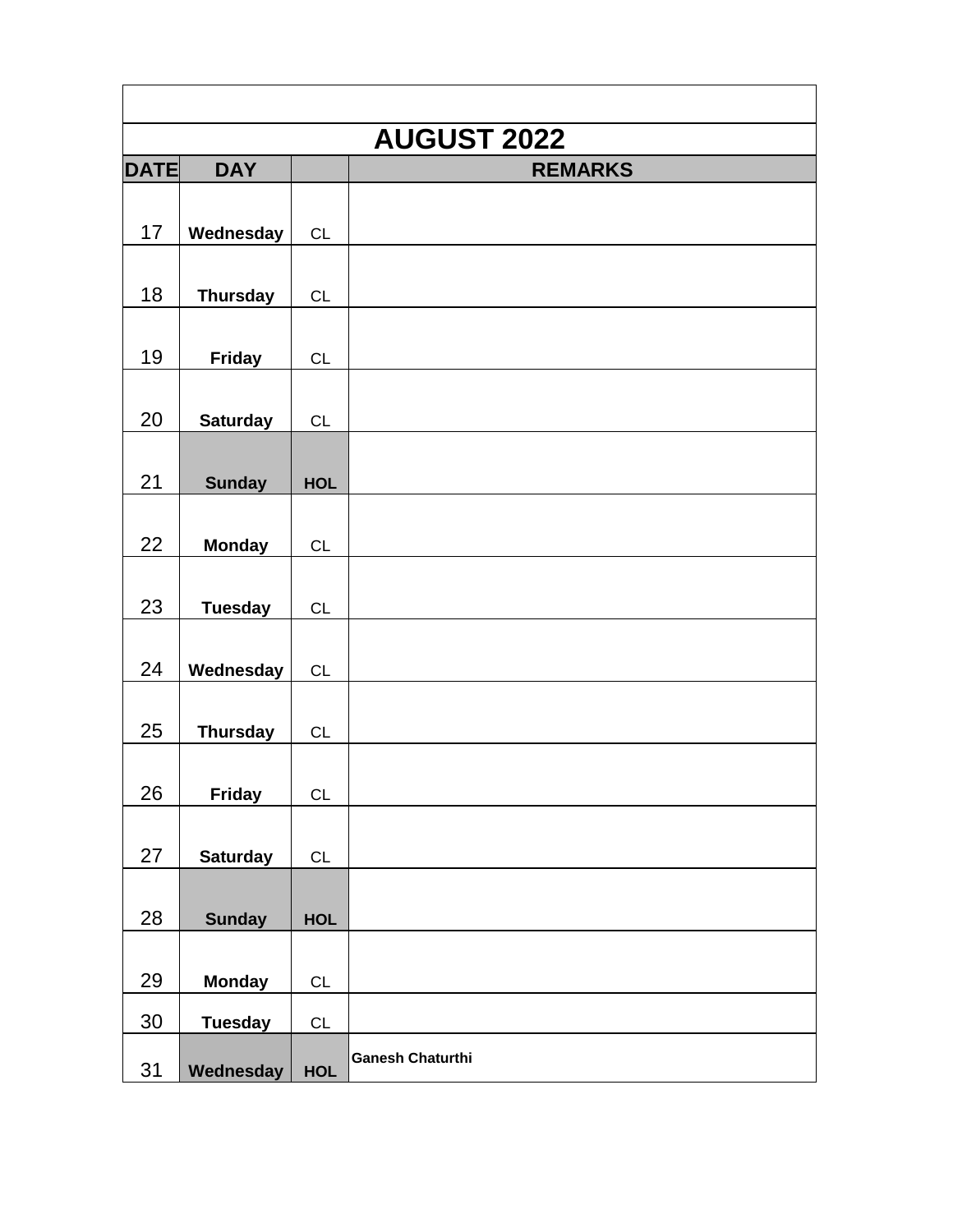# AUGUST 2022

| DATE | DAY | | REMARKS |
|---|---|---|---|
| 17 | **Wednesday** | CL | |
| 18 | **Thursday** | CL | |
| 19 | **Friday** | CL | |
| 20 | **Saturday** | CL | |
| 21 | **Sunday** | **HOL** | |
| 22 | **Monday** | CL | |
| 23 | **Tuesday** | CL | |
| 24 | **Wednesday** | CL | |
| 25 | **Thursday** | CL | |
| 26 | **Friday** | CL | |
| 27 | **Saturday** | CL | |
| 28 | **Sunday** | **HOL** | |
| 29 | **Monday** | CL | |
| 30 | **Tuesday** | CL | |
| 31 | **Wednesday** | **HOL** | **Ganesh Chaturthi** |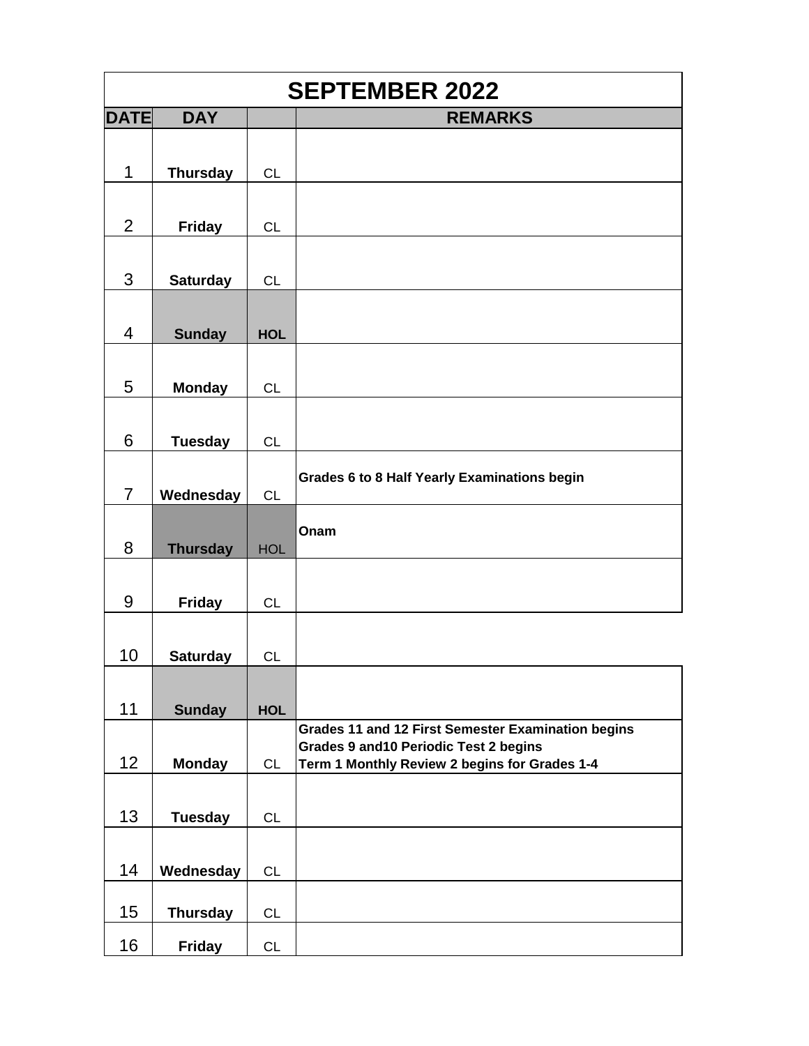| SEPTEMBER 2022 | | | |
|---|---|---|---|
| **DATE** | **DAY** | | **REMARKS** |
| 1 | **Thursday** | CL | |
| 2 | **Friday** | CL | |
| 3 | **Saturday** | CL | |
| 4 | **Sunday** | **HOL** | |
| 5 | **Monday** | CL | |
| 6 | **Tuesday** | CL | |
| 7 | **Wednesday** | CL | **Grades 6 to 8 Half Yearly Examinations begin** |
| 8 | **Thursday** | HOL | **Onam** |
| 9 | **Friday** | CL | |
| 10 | **Saturday** | CL | |
| 11 | **Sunday** | **HOL** | |
| 12 | **Monday** | CL | **Grades 11 and 12 First Semester Examination begins**<br>**Grades 9 and10 Periodic Test 2 begins**<br>**Term 1 Monthly Review 2 begins for Grades 1-4** |
| 13 | **Tuesday** | CL | |
| 14 | **Wednesday** | CL | |
| 15 | **Thursday** | CL | |
| 16 | **Friday** | CL | |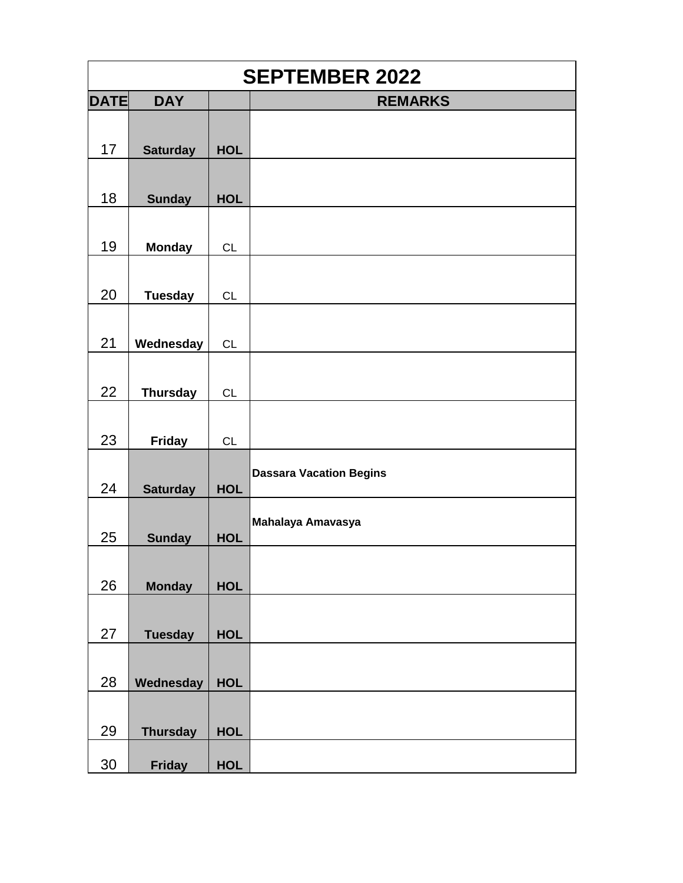| SEPTEMBER 2022 | | | |
|---|---|---|---|
| **DATE** | **DAY** | | **REMARKS** |
| 17 | **Saturday** | **HOL** | |
| 18 | **Sunday** | **HOL** | |
| 19 | **Monday** | CL | |
| 20 | **Tuesday** | CL | |
| 21 | **Wednesday** | CL | |
| 22 | **Thursday** | CL | |
| 23 | **Friday** | CL | |
| 24 | **Saturday** | **HOL** | **Dassara Vacation Begins** |
| 25 | **Sunday** | **HOL** | **Mahalaya Amavasya** |
| 26 | **Monday** | **HOL** | |
| 27 | **Tuesday** | **HOL** | |
| 28 | **Wednesday** | **HOL** | |
| 29 | **Thursday** | **HOL** | |
| 30 | **Friday** | **HOL** | |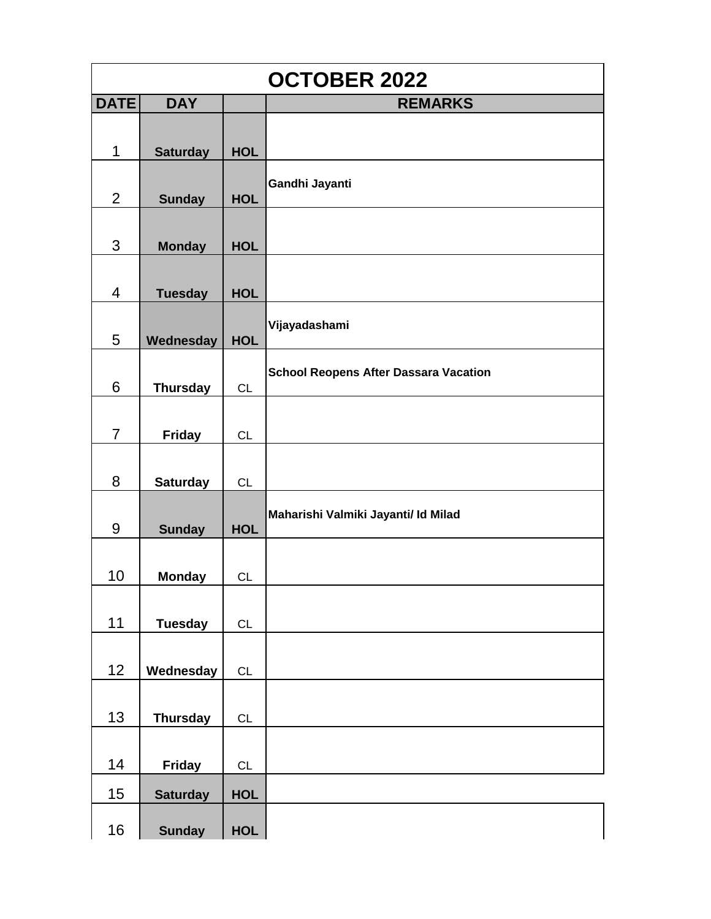| OCTOBER 2022 | | | |
|---|---|---|---|
| **DATE** | **DAY** | | **REMARKS** |
| 1 | **Saturday** | **HOL** | |
| 2 | **Sunday** | **HOL** | **Gandhi Jayanti** |
| 3 | **Monday** | **HOL** | |
| 4 | **Tuesday** | **HOL** | |
| 5 | **Wednesday** | **HOL** | **Vijayadashami** |
| 6 | **Thursday** | CL | **School Reopens After Dassara Vacation** |
| 7 | **Friday** | CL | |
| 8 | **Saturday** | CL | |
| 9 | **Sunday** | **HOL** | **Maharishi Valmiki Jayanti/ Id Milad** |
| 10 | **Monday** | CL | |
| 11 | **Tuesday** | CL | |
| 12 | **Wednesday** | CL | |
| 13 | **Thursday** | CL | |
| 14 | **Friday** | CL | |
| 15 | **Saturday** | **HOL** | |
| 16 | **Sunday** | **HOL** | |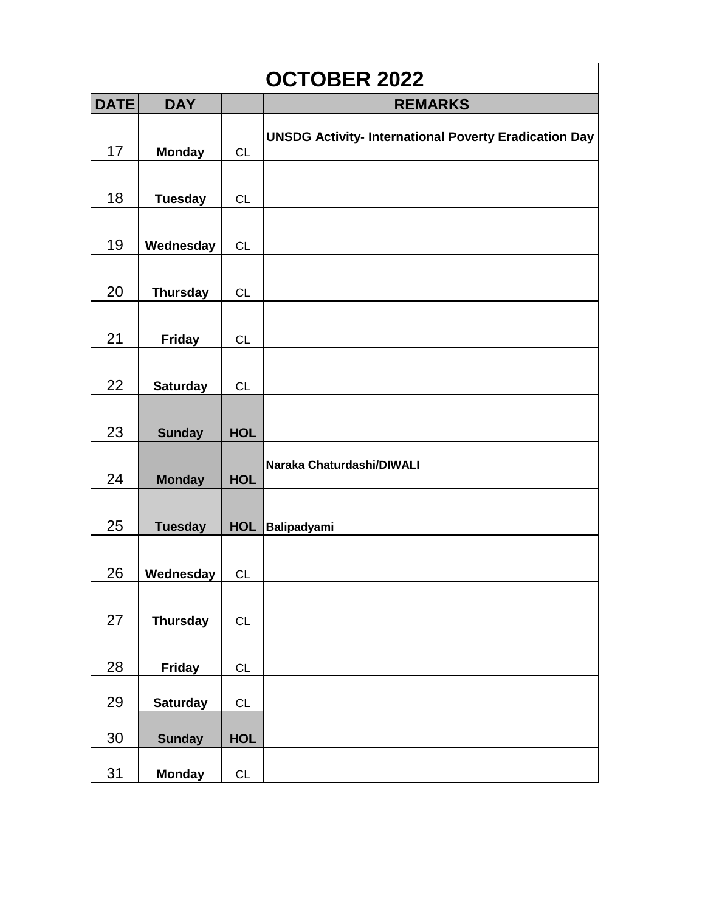| OCTOBER 2022 | | | |
|---|---|---|---|
| **DATE** | **DAY** | | **REMARKS** |
| 17 | **Monday** | CL | **UNSDG Activity- International Poverty Eradication Day** |
| 18 | **Tuesday** | CL | |
| 19 | **Wednesday** | CL | |
| 20 | **Thursday** | CL | |
| 21 | **Friday** | CL | |
| 22 | **Saturday** | CL | |
| 23 | **Sunday** | **HOL** | |
| 24 | **Monday** | **HOL** | **Naraka Chaturdashi/DIWALI** |
| 25 | **Tuesday** | **HOL** | **Balipadyami** |
| 26 | **Wednesday** | CL | |
| 27 | **Thursday** | CL | |
| 28 | **Friday** | CL | |
| 29 | **Saturday** | CL | |
| 30 | **Sunday** | **HOL** | |
| 31 | **Monday** | CL | |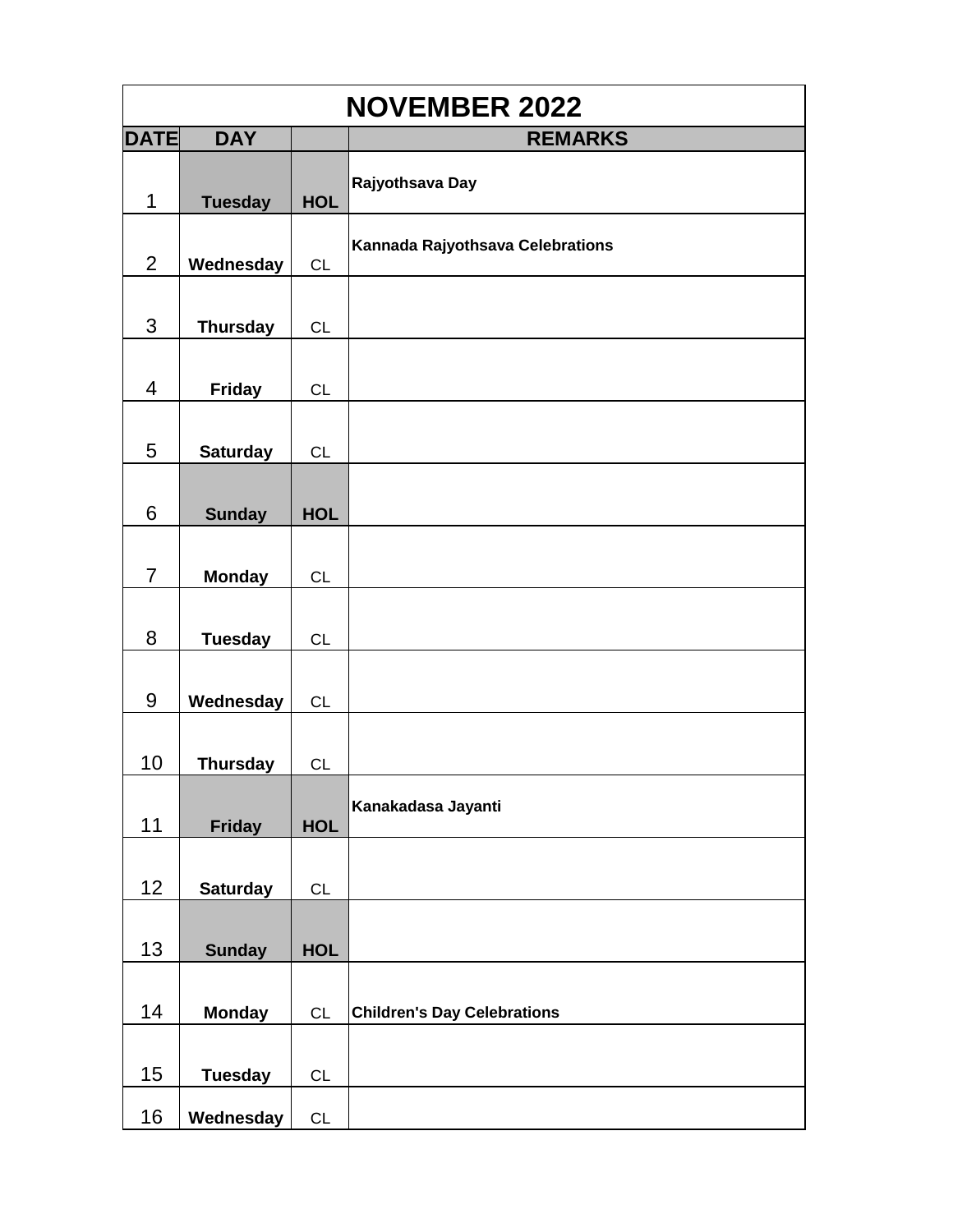| NOVEMBER 2022 | | | |
|---|---|---|---|
| DATE | DAY | | REMARKS |
| 1 | Tuesday | HOL | Rajyothsava Day |
| 2 | Wednesday | CL | Kannada Rajyothsava Celebrations |
| 3 | Thursday | CL | |
| 4 | Friday | CL | |
| 5 | Saturday | CL | |
| 6 | Sunday | HOL | |
| 7 | Monday | CL | |
| 8 | Tuesday | CL | |
| 9 | Wednesday | CL | |
| 10 | Thursday | CL | |
| 11 | Friday | HOL | Kanakadasa Jayanti |
| 12 | Saturday | CL | |
| 13 | Sunday | HOL | |
| 14 | Monday | CL | Children's Day Celebrations |
| 15 | Tuesday | CL | |
| 16 | Wednesday | CL | |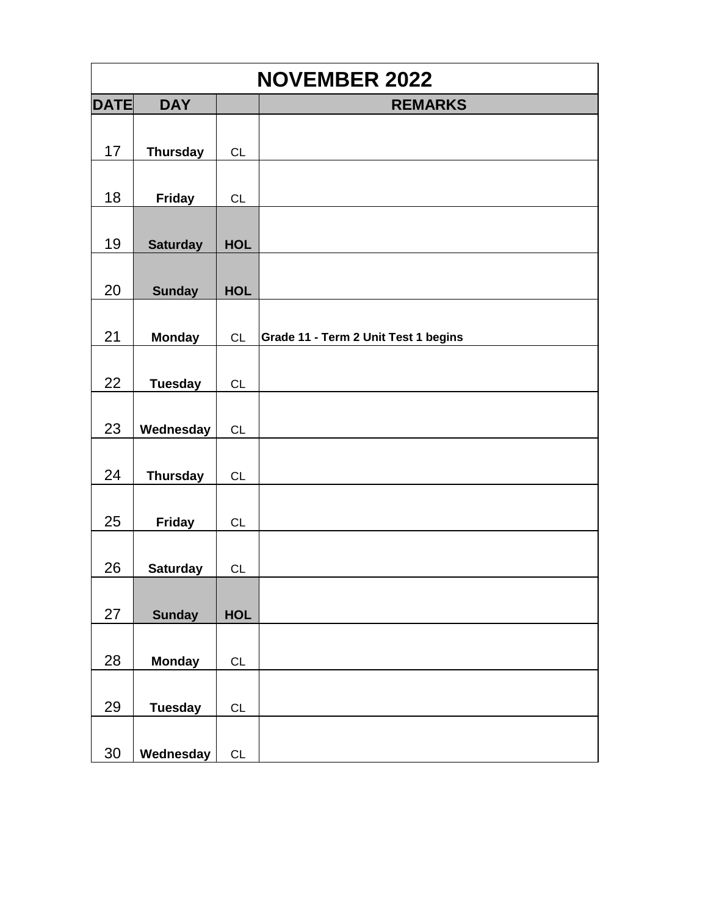| NOVEMBER 2022 | | | |
|---|---|---|---|
| **DATE** | **DAY** | | **REMARKS** |
| 17 | **Thursday** | CL | |
| 18 | **Friday** | CL | |
| 19 | **Saturday** | **HOL** | |
| 20 | **Sunday** | **HOL** | |
| 21 | **Monday** | CL | **Grade 11 - Term 2 Unit Test 1 begins** |
| 22 | **Tuesday** | CL | |
| 23 | **Wednesday** | CL | |
| 24 | **Thursday** | CL | |
| 25 | **Friday** | CL | |
| 26 | **Saturday** | CL | |
| 27 | **Sunday** | **HOL** | |
| 28 | **Monday** | CL | |
| 29 | **Tuesday** | CL | |
| 30 | **Wednesday** | CL | |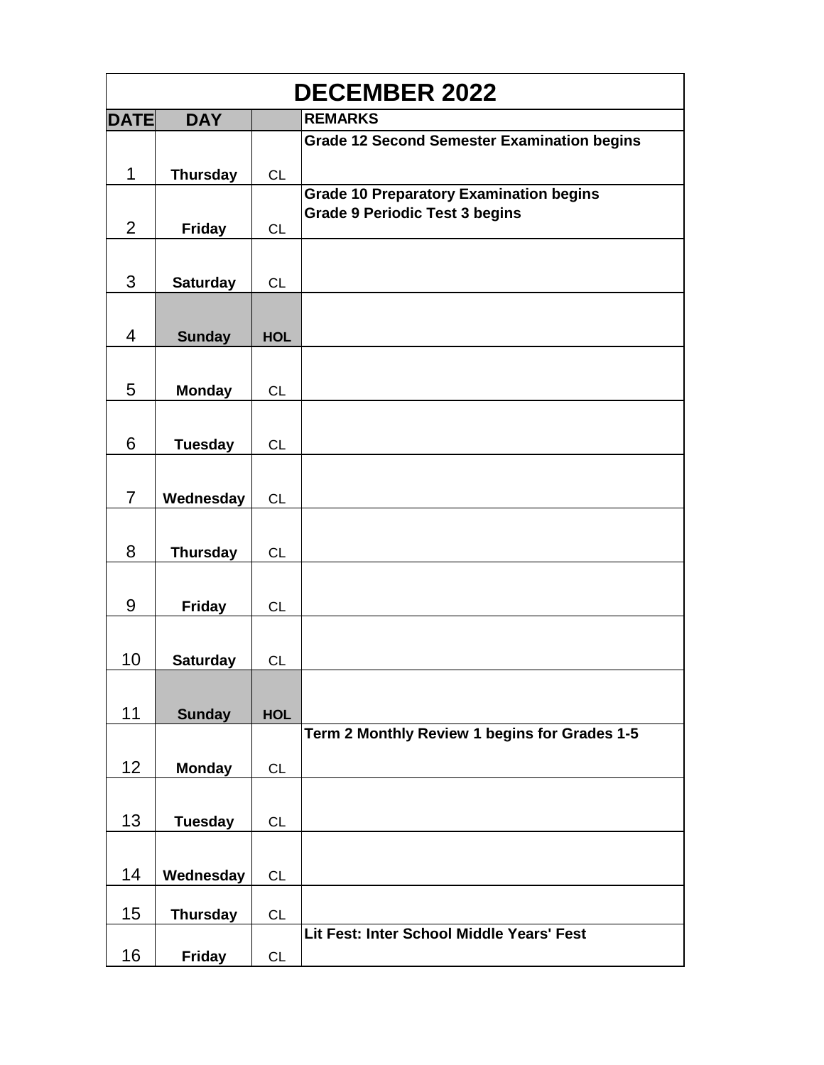# DECEMBER 2022

| DATE | DAY | | REMARKS |
|---|---|---|---|
| 1 | Thursday | CL | Grade 12 Second Semester Examination begins |
| 2 | Friday | CL | Grade 10 Preparatory Examination begins<br>Grade 9 Periodic Test 3 begins |
| 3 | Saturday | CL | |
| 4 | Sunday | HOL | |
| 5 | Monday | CL | |
| 6 | Tuesday | CL | |
| 7 | Wednesday | CL | |
| 8 | Thursday | CL | |
| 9 | Friday | CL | |
| 10 | Saturday | CL | |
| 11 | Sunday | HOL | |
| 12 | Monday | CL | Term 2 Monthly Review 1 begins for Grades 1-5 |
| 13 | Tuesday | CL | |
| 14 | Wednesday | CL | |
| 15 | Thursday | CL | |
| 16 | Friday | CL | Lit Fest: Inter School Middle Years' Fest |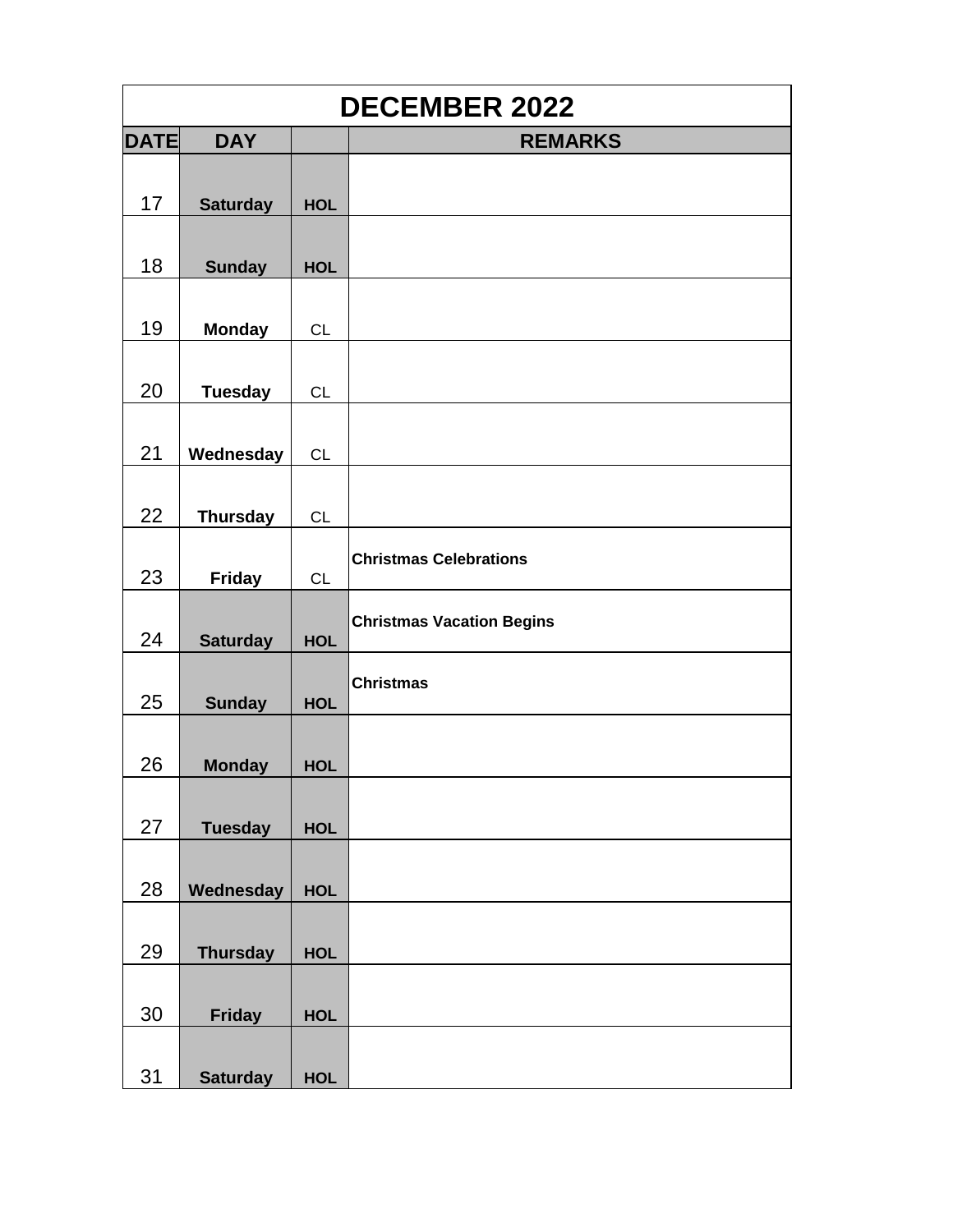| DECEMBER 2022 | | | |
|---|---|---|---|
| DATE | DAY | | REMARKS |
| 17 | Saturday | HOL | |
| 18 | Sunday | HOL | |
| 19 | Monday | CL | |
| 20 | Tuesday | CL | |
| 21 | Wednesday | CL | |
| 22 | Thursday | CL | |
| 23 | Friday | CL | Christmas Celebrations |
| 24 | Saturday | HOL | Christmas Vacation Begins |
| 25 | Sunday | HOL | Christmas |
| 26 | Monday | HOL | |
| 27 | Tuesday | HOL | |
| 28 | Wednesday | HOL | |
| 29 | Thursday | HOL | |
| 30 | Friday | HOL | |
| 31 | Saturday | HOL | |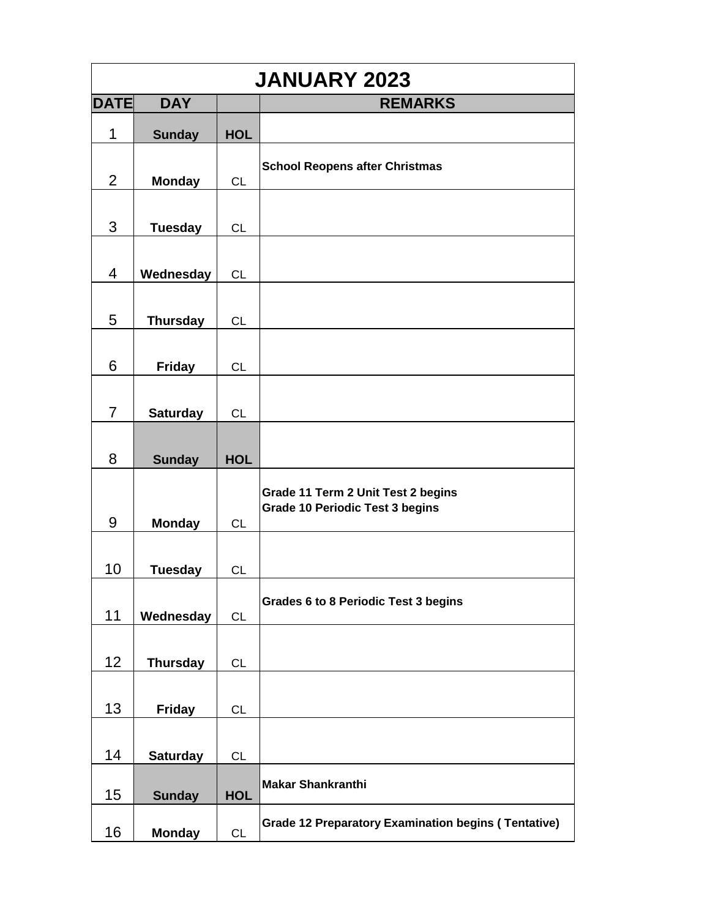| JANUARY 2023 | | | |
|---|---|---|---|
| **DATE** | **DAY** | | **REMARKS** |
| 1 | **Sunday** | **HOL** | |
| 2 | **Monday** | CL | **School Reopens after Christmas** |
| 3 | **Tuesday** | CL | |
| 4 | **Wednesday** | CL | |
| 5 | **Thursday** | CL | |
| 6 | **Friday** | CL | |
| 7 | **Saturday** | CL | |
| 8 | **Sunday** | **HOL** | |
| 9 | **Monday** | CL | **Grade 11 Term 2 Unit Test 2 begins**<br>**Grade 10 Periodic Test 3 begins** |
| 10 | **Tuesday** | CL | |
| 11 | **Wednesday** | CL | **Grades 6 to 8 Periodic Test 3 begins** |
| 12 | **Thursday** | CL | |
| 13 | **Friday** | CL | |
| 14 | **Saturday** | CL | |
| 15 | **Sunday** | **HOL** | **Makar Shankranthi** |
| 16 | **Monday** | CL | **Grade 12 Preparatory Examination begins ( Tentative)** |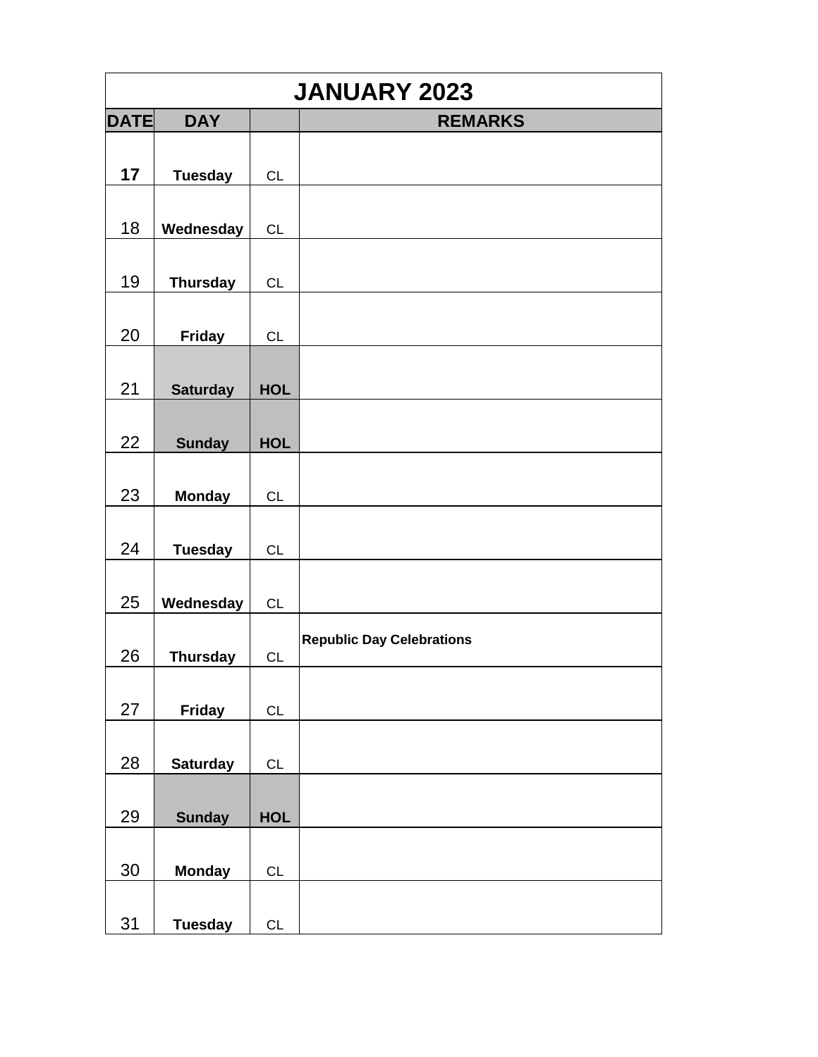| JANUARY 2023 | | | |
|---|---|---|---|
| **DATE** | **DAY** | | **REMARKS** |
| **17** | **Tuesday** | CL | |
| 18 | **Wednesday** | CL | |
| 19 | **Thursday** | CL | |
| 20 | **Friday** | CL | |
| 21 | **Saturday** | **HOL** | |
| 22 | **Sunday** | **HOL** | |
| 23 | **Monday** | CL | |
| 24 | **Tuesday** | CL | |
| 25 | **Wednesday** | CL | |
| 26 | **Thursday** | CL | **Republic Day Celebrations** |
| 27 | **Friday** | CL | |
| 28 | **Saturday** | CL | |
| 29 | **Sunday** | **HOL** | |
| 30 | **Monday** | CL | |
| 31 | **Tuesday** | CL | |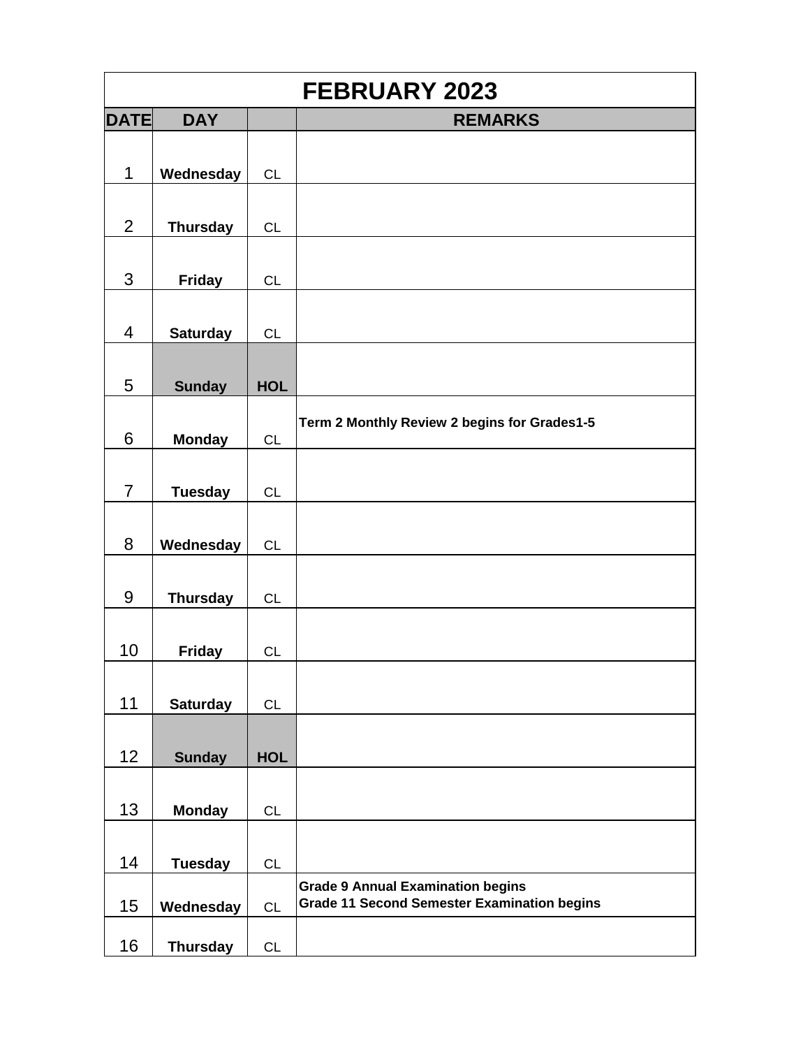| FEBRUARY 2023 | | | |
|---|---|---|---|
| **DATE** | **DAY** | | **REMARKS** |
| 1 | **Wednesday** | CL | |
| 2 | **Thursday** | CL | |
| 3 | **Friday** | CL | |
| 4 | **Saturday** | CL | |
| 5 | **Sunday** | **HOL** | |
| 6 | **Monday** | CL | **Term 2 Monthly Review 2 begins for Grades1-5** |
| 7 | **Tuesday** | CL | |
| 8 | **Wednesday** | CL | |
| 9 | **Thursday** | CL | |
| 10 | **Friday** | CL | |
| 11 | **Saturday** | CL | |
| 12 | **Sunday** | **HOL** | |
| 13 | **Monday** | CL | |
| 14 | **Tuesday** | CL | |
| 15 | **Wednesday** | CL | **Grade 9 Annual Examination begins**<br>**Grade 11 Second Semester Examination begins** |
| 16 | **Thursday** | CL | |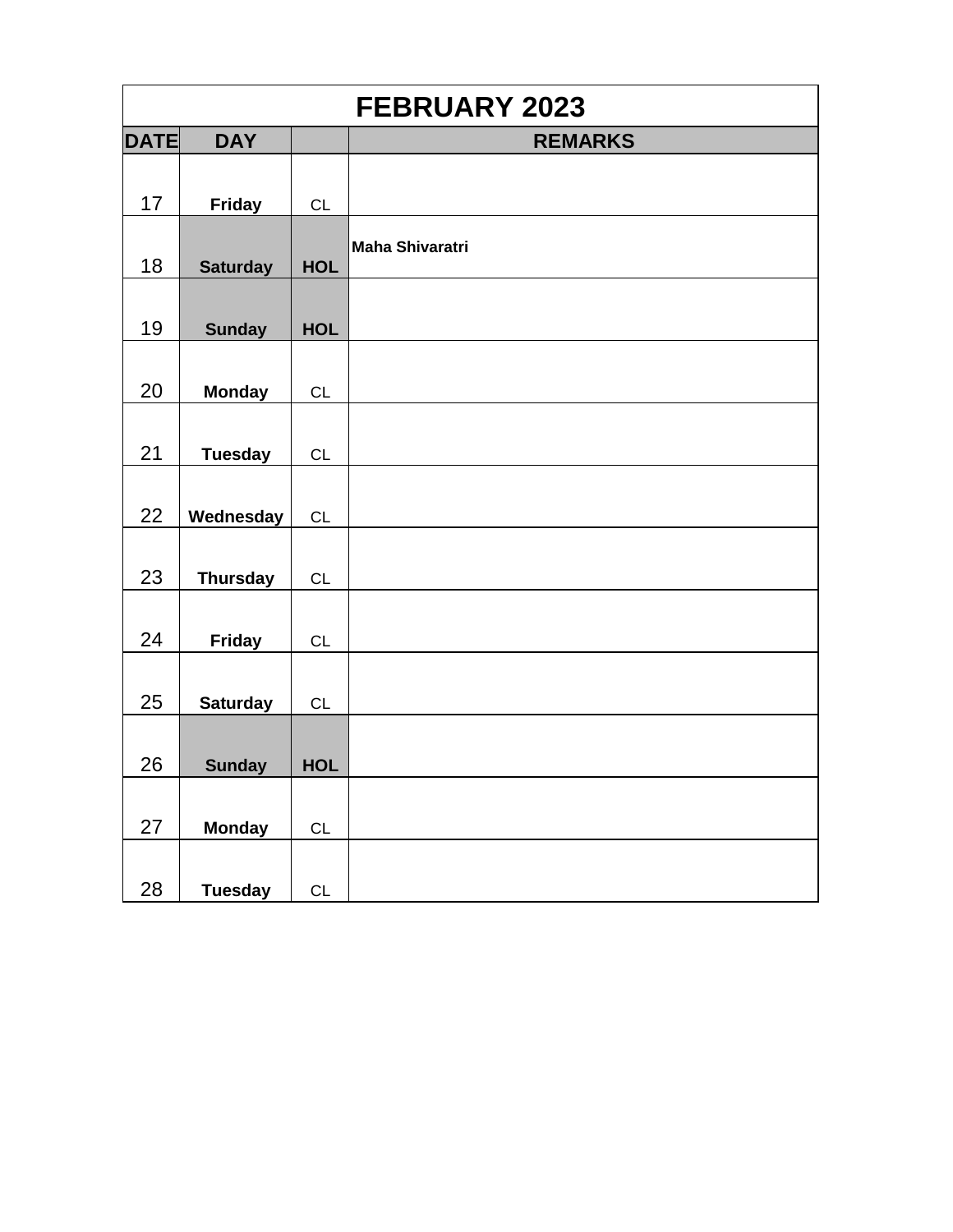| FEBRUARY 2023 | | | |
|---|---|---|---|
| **DATE** | **DAY** | | **REMARKS** |
| 17 | **Friday** | CL | |
| 18 | **Saturday** | **HOL** | **Maha Shivaratri** |
| 19 | **Sunday** | **HOL** | |
| 20 | **Monday** | CL | |
| 21 | **Tuesday** | CL | |
| 22 | **Wednesday** | CL | |
| 23 | **Thursday** | CL | |
| 24 | **Friday** | CL | |
| 25 | **Saturday** | CL | |
| 26 | **Sunday** | **HOL** | |
| 27 | **Monday** | CL | |
| 28 | **Tuesday** | CL | |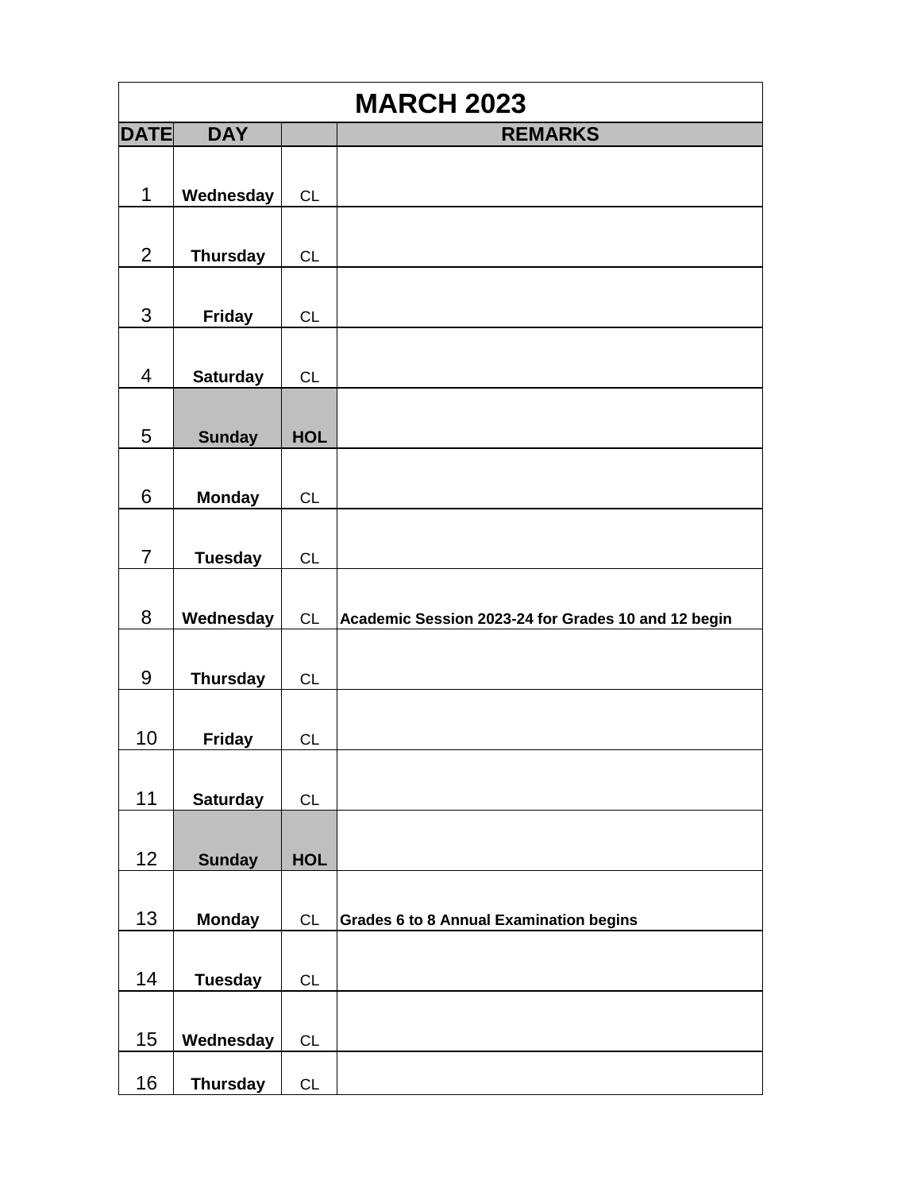| MARCH 2023 | | | |
|---|---|---|---|
| **DATE** | **DAY** | | **REMARKS** |
| 1 | **Wednesday** | CL | |
| 2 | **Thursday** | CL | |
| 3 | **Friday** | CL | |
| 4 | **Saturday** | CL | |
| 5 | **Sunday** | **HOL** | |
| 6 | **Monday** | CL | |
| 7 | **Tuesday** | CL | |
| 8 | **Wednesday** | CL | **Academic Session 2023-24 for Grades 10 and 12 begin** |
| 9 | **Thursday** | CL | |
| 10 | **Friday** | CL | |
| 11 | **Saturday** | CL | |
| 12 | **Sunday** | **HOL** | |
| 13 | **Monday** | CL | **Grades 6 to 8 Annual Examination begins** |
| 14 | **Tuesday** | CL | |
| 15 | **Wednesday** | CL | |
| 16 | **Thursday** | CL | |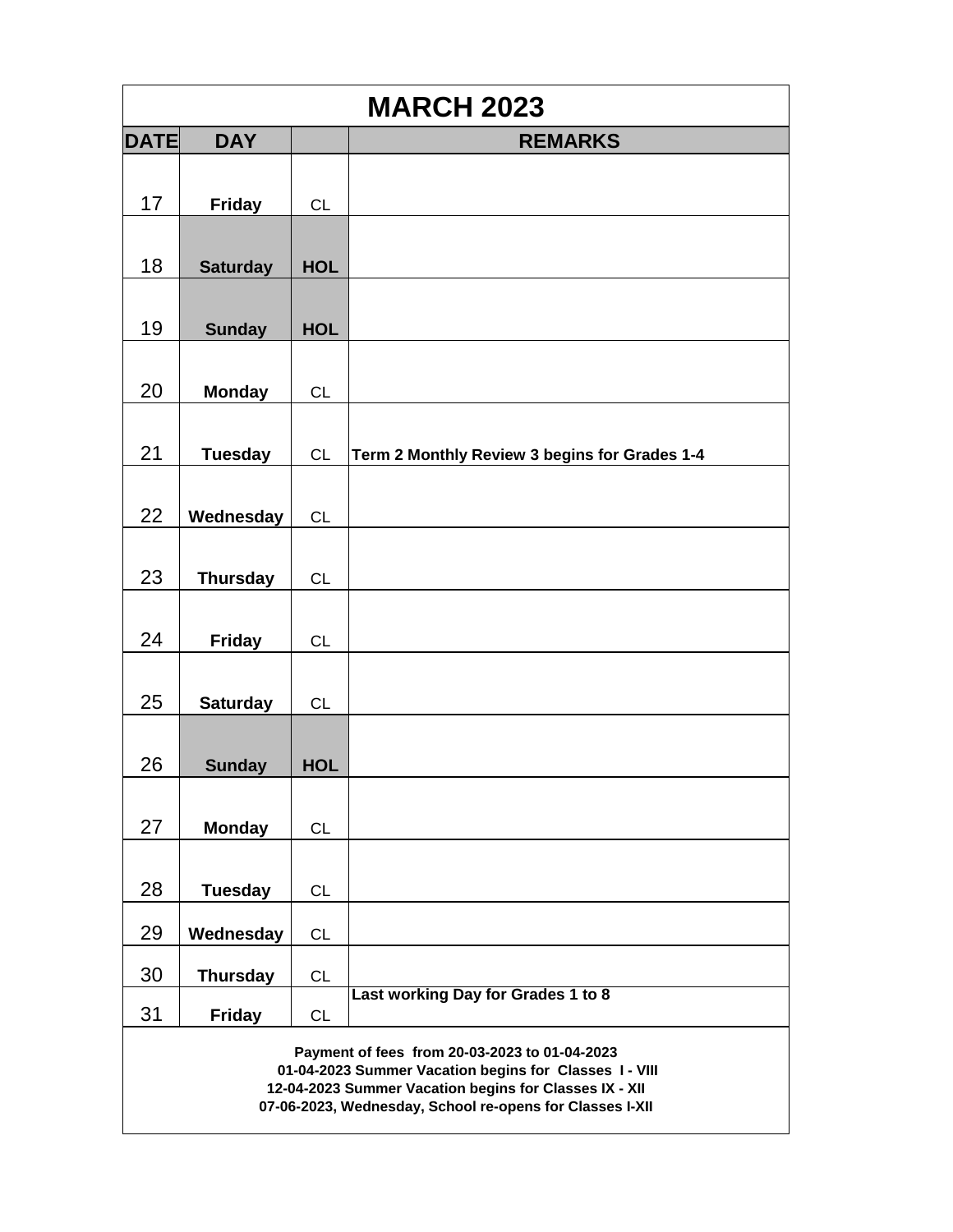# MARCH 2023

| DATE | DAY | | REMARKS |
|---|---|---|---|
| 17 | Friday | CL | |
| 18 | Saturday | HOL | |
| 19 | Sunday | HOL | |
| 20 | Monday | CL | |
| 21 | Tuesday | CL | Term 2 Monthly Review 3 begins for Grades 1-4 |
| 22 | Wednesday | CL | |
| 23 | Thursday | CL | |
| 24 | Friday | CL | |
| 25 | Saturday | CL | |
| 26 | Sunday | HOL | |
| 27 | Monday | CL | |
| 28 | Tuesday | CL | |
| 29 | Wednesday | CL | |
| 30 | Thursday | CL | |
| 31 | Friday | CL | Last working Day for Grades 1 to 8 |

**Payment of fees from 20-03-2023 to 01-04-2023**
**01-04-2023 Summer Vacation begins for Classes I - VIII**
**12-04-2023 Summer Vacation begins for Classes IX - XII**
**07-06-2023, Wednesday, School re-opens for Classes I-XII**